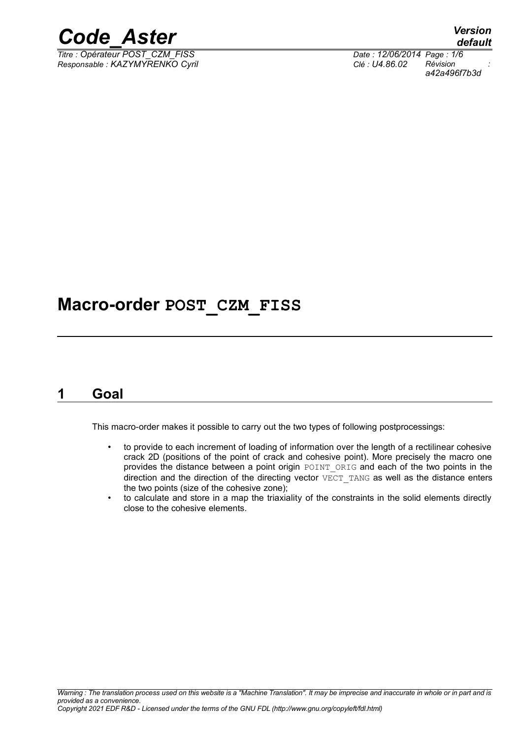# Macro-order POST_CZM_FISS

## 1 Goal

This macro-order makes it possible to carry out the two types of following postprocessings:

- to provide to each increment of loading of information over the length of a rectilinear cohesive crack 2D (positions of the point of crack and cohesive point). More precisely the macro one provides the distance between a point origin POINT_ORIG and each of the two points in the direction and the direction of the directing vector VECT_TANG as well as the distance enters the two points (size of the cohesive zone);
- to calculate and store in a map the triaxiality of the constraints in the solid elements directly close to the cohesive elements.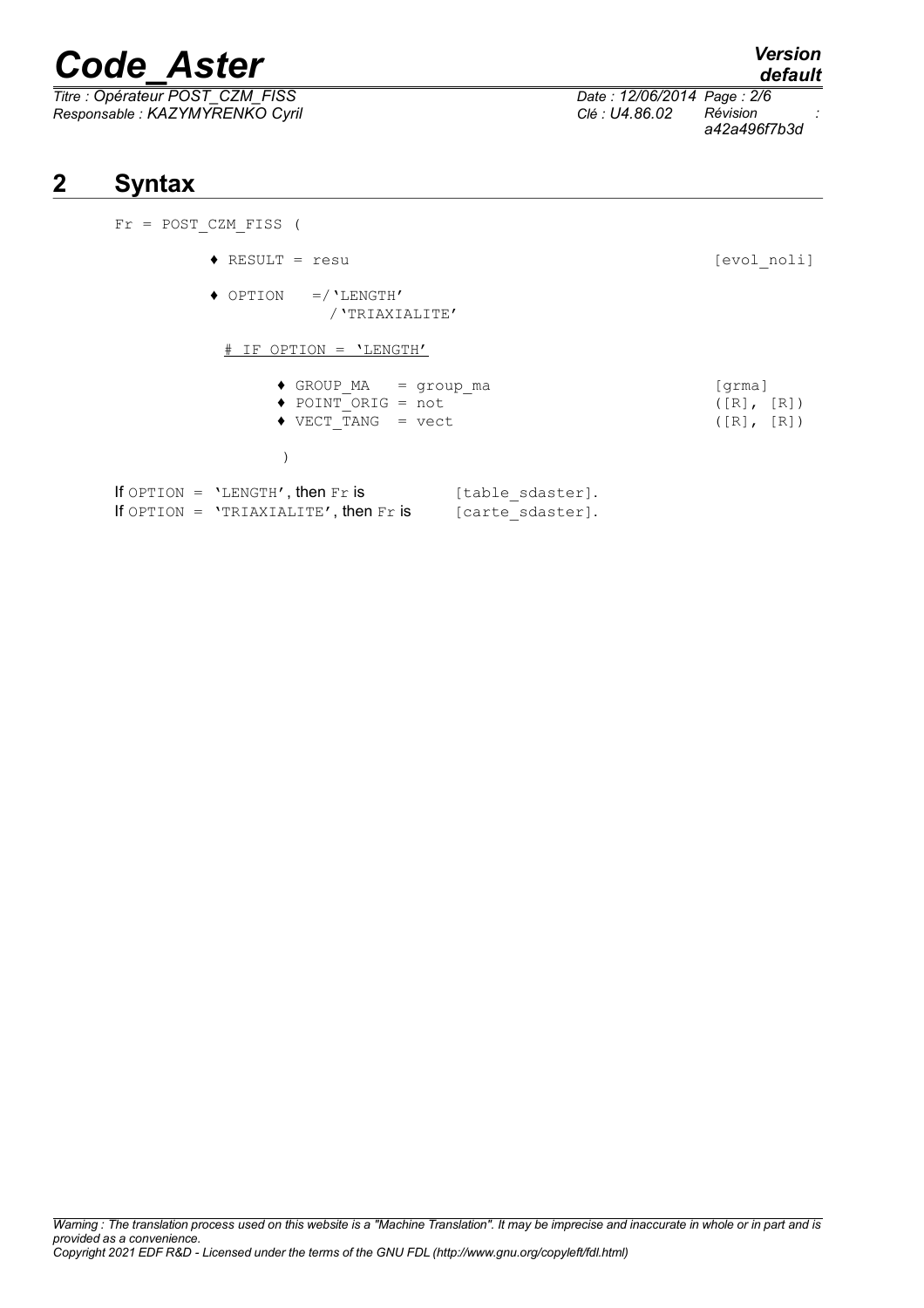## 2 Syntax

```
Fr = POST_CZM_FISS (

          ♦ RESULT = resu                                          [evol_noli]

          ♦ OPTION    =/'LENGTH'
                       /'TRIAXIALITE'

            # IF OPTION = 'LENGTH'

                ♦ GROUP_MA   = group_ma                            [grma]
                ♦ POINT_ORIG = not                                 ([R], [R])
                ♦ VECT_TANG  = vect                                ([R], [R])

                )
```

If `OPTION = 'LENGTH'`, then `Fr` is [table_sdaster].
If `OPTION = 'TRIAXIALITE'`, then `Fr` is [carte_sdaster].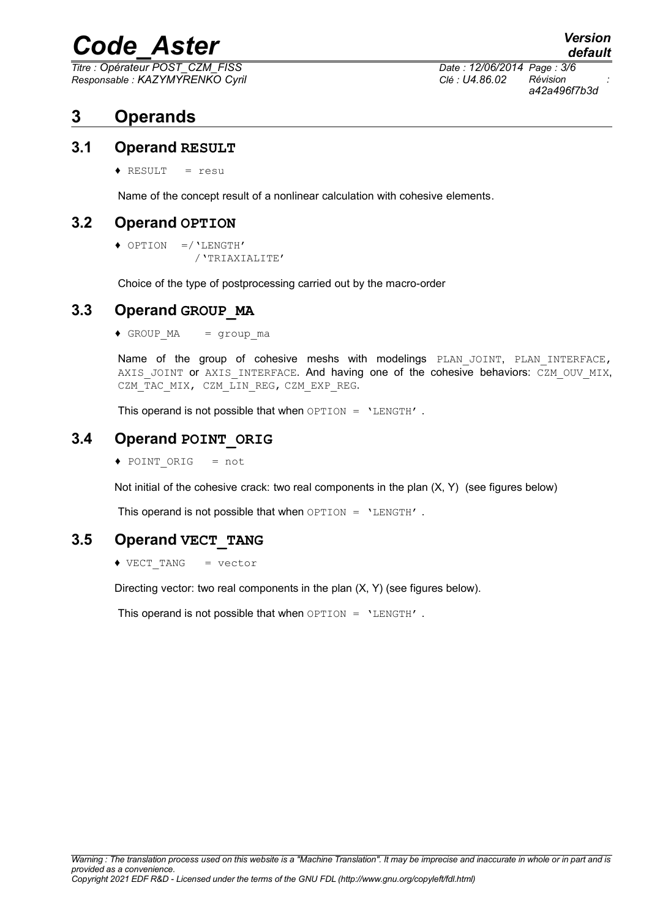# 3 Operands

## 3.1 Operand RESULT

♦ RESULT = resu

Name of the concept result of a nonlinear calculation with cohesive elements.

## 3.2 Operand OPTION

♦ OPTION =/'LENGTH'
/'TRIAXIALITE'

Choice of the type of postprocessing carried out by the macro-order

## 3.3 Operand GROUP_MA

♦ GROUP_MA = group_ma

Name of the group of cohesive meshs with modelings PLAN_JOINT, PLAN_INTERFACE, AXIS_JOINT or AXIS_INTERFACE. And having one of the cohesive behaviors: CZM_OUV_MIX, CZM_TAC_MIX, CZM_LIN_REG, CZM_EXP_REG.

This operand is not possible that when OPTION = 'LENGTH' .

## 3.4 Operand POINT_ORIG

♦ POINT_ORIG = not

Not initial of the cohesive crack: two real components in the plan (X, Y) (see figures below)

This operand is not possible that when OPTION = 'LENGTH' .

## 3.5 Operand VECT_TANG

♦ VECT_TANG = vector

Directing vector: two real components in the plan (X, Y) (see figures below).

This operand is not possible that when OPTION = 'LENGTH' .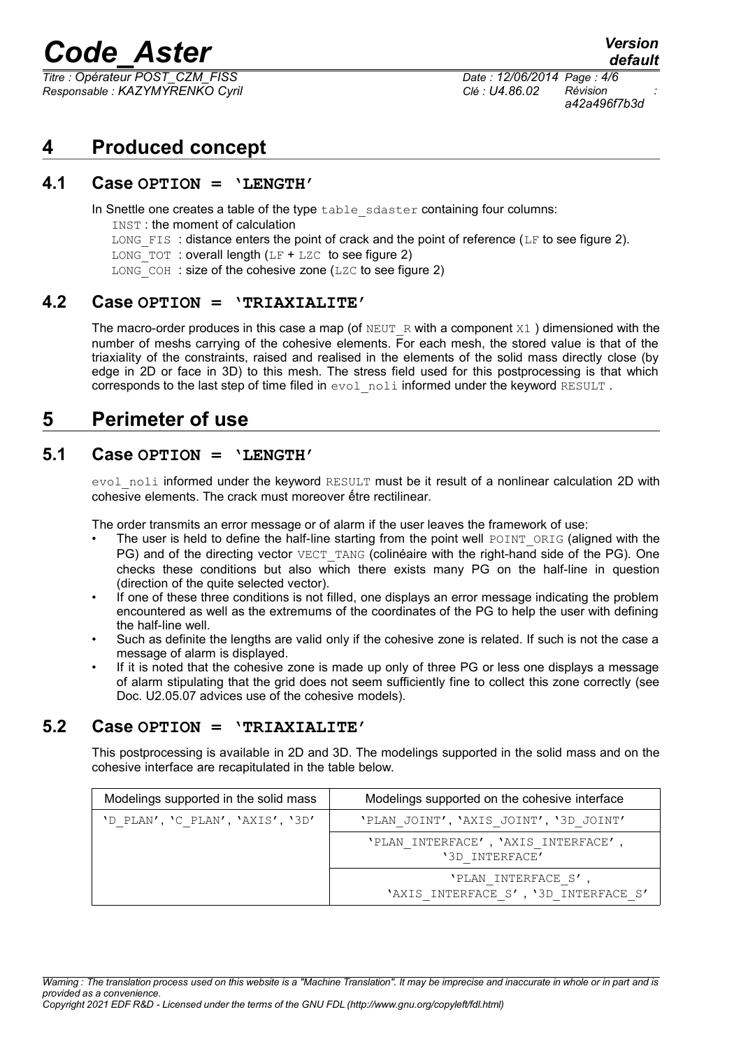# 4 Produced concept

## 4.1 Case OPTION = 'LENGTH'

In Snettle one creates a table of the type table_sdaster containing four columns:

INST : the moment of calculation

LONG_FIS : distance enters the point of crack and the point of reference (LF to see figure 2).

LONG_TOT : overall length (LF + LZC to see figure 2)

LONG_COH : size of the cohesive zone (LZC to see figure 2)

## 4.2 Case OPTION = 'TRIAXIALITE'

The macro-order produces in this case a map (of NEUT_R with a component X1 ) dimensioned with the number of meshs carrying of the cohesive elements. For each mesh, the stored value is that of the triaxiality of the constraints, raised and realised in the elements of the solid mass directly close (by edge in 2D or face in 3D) to this mesh. The stress field used for this postprocessing is that which corresponds to the last step of time filed in evol_noli informed under the keyword RESULT .

# 5 Perimeter of use

## 5.1 Case OPTION = 'LENGTH'

evol_noli informed under the keyword RESULT must be it result of a nonlinear calculation 2D with cohesive elements. The crack must moreover être rectilinear.

The order transmits an error message or of alarm if the user leaves the framework of use:

- The user is held to define the half-line starting from the point well POINT_ORIG (aligned with the PG) and of the directing vector VECT_TANG (colinéaire with the right-hand side of the PG). One checks these conditions but also which there exists many PG on the half-line in question (direction of the quite selected vector).
- If one of these three conditions is not filled, one displays an error message indicating the problem encountered as well as the extremums of the coordinates of the PG to help the user with defining the half-line well.
- Such as definite the lengths are valid only if the cohesive zone is related. If such is not the case a message of alarm is displayed.
- If it is noted that the cohesive zone is made up only of three PG or less one displays a message of alarm stipulating that the grid does not seem sufficiently fine to collect this zone correctly (see Doc. U2.05.07 advices use of the cohesive models).

## 5.2 Case OPTION = 'TRIAXIALITE'

This postprocessing is available in 2D and 3D. The modelings supported in the solid mass and on the cohesive interface are recapitulated in the table below.

| Modelings supported in the solid mass | Modelings supported on the cohesive interface |
|---|---|
| 'D_PLAN', 'C_PLAN', 'AXIS', '3D' | 'PLAN_JOINT', 'AXIS_JOINT', '3D_JOINT' |
| | 'PLAN_INTERFACE' , 'AXIS_INTERFACE' , '3D_INTERFACE' |
| | 'PLAN_INTERFACE_S' , 'AXIS_INTERFACE_S' , '3D_INTERFACE_S' |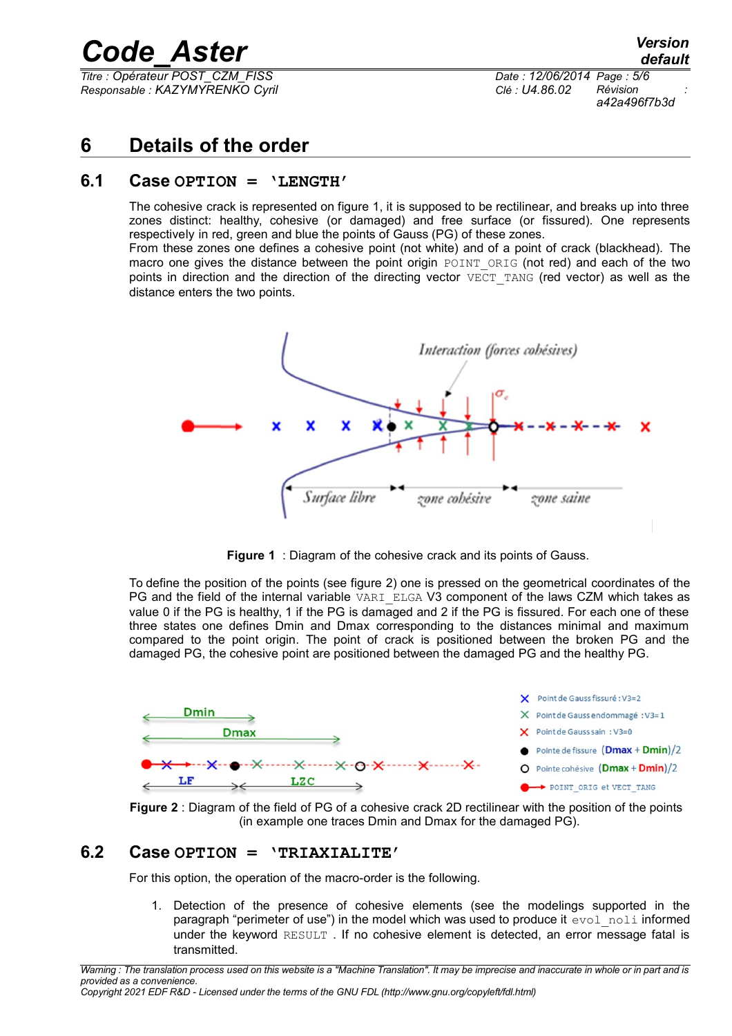# 6 Details of the order

## 6.1 Case OPTION = 'LENGTH'

The cohesive crack is represented on figure 1, it is supposed to be rectilinear, and breaks up into three zones distinct: healthy, cohesive (or damaged) and free surface (or fissured). One represents respectively in red, green and blue the points of Gauss (PG) of these zones.
From these zones one defines a cohesive point (not white) and of a point of crack (blackhead). The macro one gives the distance between the point origin POINT_ORIG (not red) and each of the two points in direction and the direction of the directing vector VECT_TANG (red vector) as well as the distance enters the two points.

**Figure 1** : Diagram of the cohesive crack and its points of Gauss.

To define the position of the points (see figure 2) one is pressed on the geometrical coordinates of the PG and the field of the internal variable VARI_ELGA V3 component of the laws CZM which takes as value 0 if the PG is healthy, 1 if the PG is damaged and 2 if the PG is fissured. For each one of these three states one defines Dmin and Dmax corresponding to the distances minimal and maximum compared to the point origin. The point of crack is positioned between the broken PG and the damaged PG, the cohesive point are positioned between the damaged PG and the healthy PG.

**Figure 2** : Diagram of the field of PG of a cohesive crack 2D rectilinear with the position of the points (in example one traces Dmin and Dmax for the damaged PG).

## 6.2 Case OPTION = 'TRIAXIALITE'

For this option, the operation of the macro-order is the following.

1. Detection of the presence of cohesive elements (see the modelings supported in the paragraph "perimeter of use") in the model which was used to produce it evol_noli informed under the keyword RESULT . If no cohesive element is detected, an error message fatal is transmitted.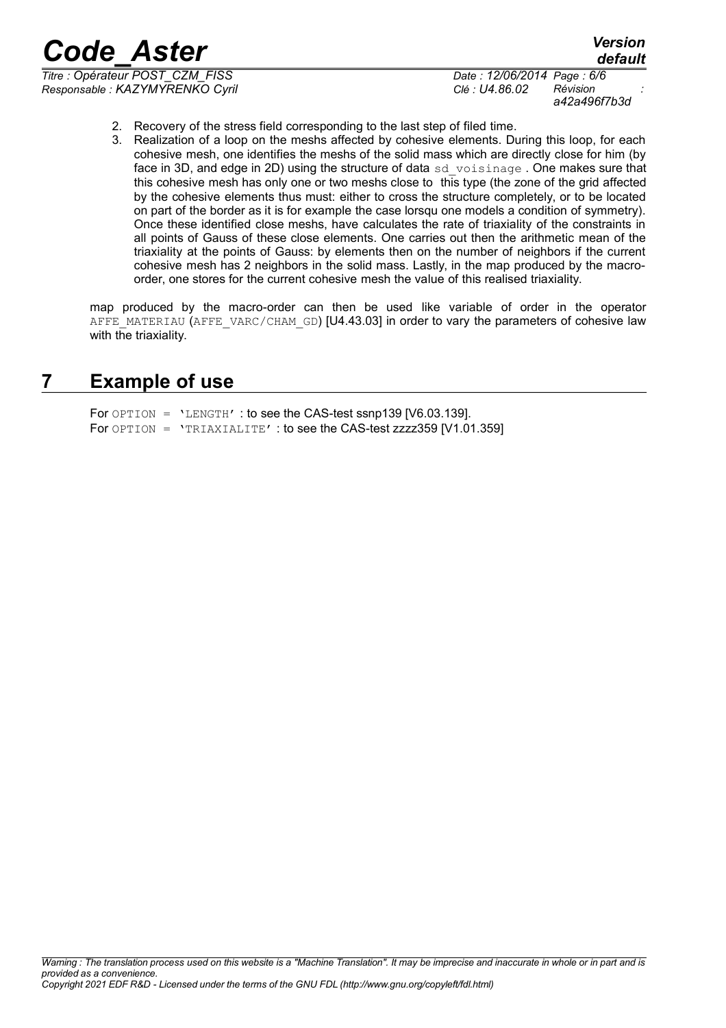2. Recovery of the stress field corresponding to the last step of filed time.
3. Realization of a loop on the meshs affected by cohesive elements. During this loop, for each cohesive mesh, one identifies the meshs of the solid mass which are directly close for him (by face in 3D, and edge in 2D) using the structure of data `sd_voisinage` . One makes sure that this cohesive mesh has only one or two meshs close to this type (the zone of the grid affected by the cohesive elements thus must: either to cross the structure completely, or to be located on part of the border as it is for example the case lorsqu one models a condition of symmetry). Once these identified close meshs, have calculates the rate of triaxiality of the constraints in all points of Gauss of these close elements. One carries out then the arithmetic mean of the triaxiality at the points of Gauss: by elements then on the number of neighbors if the current cohesive mesh has 2 neighbors in the solid mass. Lastly, in the map produced by the macro-order, one stores for the current cohesive mesh the value of this realised triaxiality.

map produced by the macro-order can then be used like variable of order in the operator `AFFE_MATERIAU` (`AFFE_VARC/CHAM_GD`) [U4.43.03] in order to vary the parameters of cohesive law with the triaxiality.

# 7 Example of use

For `OPTION = 'LENGTH'` : to see the CAS-test ssnp139 [V6.03.139].
For `OPTION = 'TRIAXIALITE'` : to see the CAS-test zzzz359 [V1.01.359]